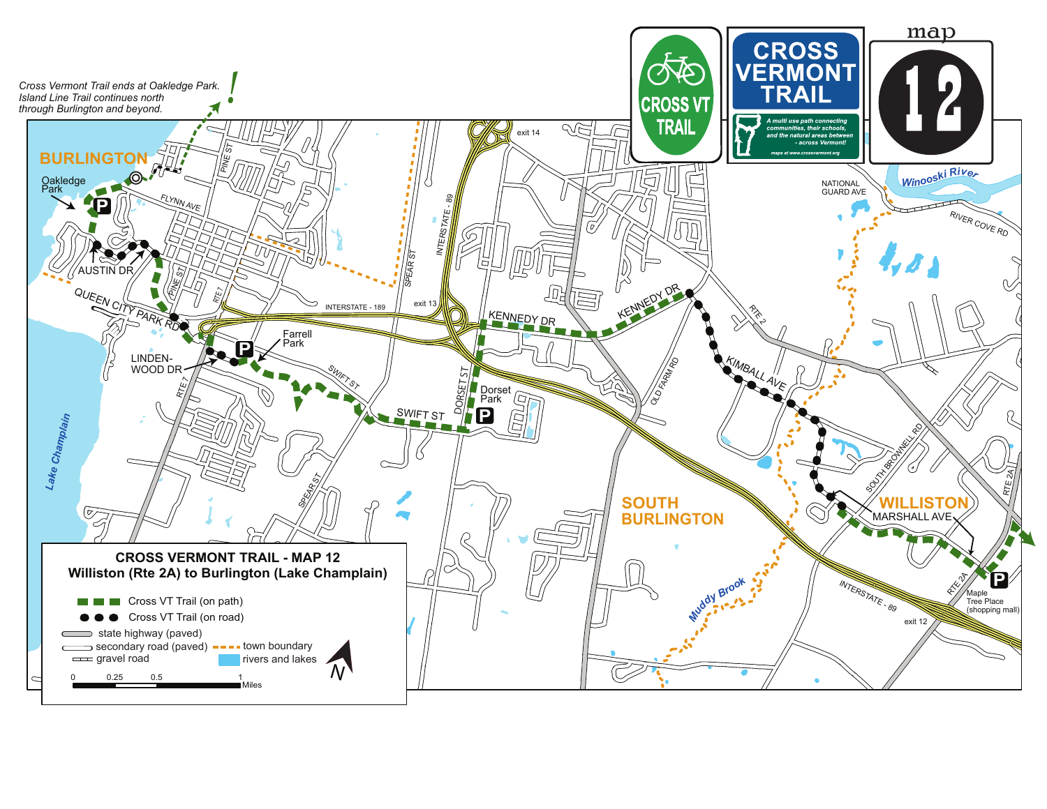# CROSS VERMONT TRAIL - MAP 12

**Williston (Rte 2A) to Burlington (Lake Champlain)**

*Cross Vermont Trail ends at Oakledge Park. Island Line Trail continues north through Burlington and beyond.*

CROSS VT TRAIL

CROSS VERMONT TRAIL

*A multi use path connecting communities, their schools, and the natural areas between - across Vermont!*

*maps at www.crossvermont.org*

map 12

BURLINGTON

Oakledge Park

AUSTIN DR

QUEEN CITY PARK RD

LINDEN-WOOD DR

Farrell Park

SWIFT ST

DORSET ST

Dorset Park

KENNEDY DR

KIMBALL AVE

MARSHALL AVE

Maple Tree Place (shopping mall)

SOUTH BURLINGTON

WILLISTON

Lake Champlain

Winooski River

Muddy Brook

NATIONAL GUARD AVE

RIVER COVE RD

PINE ST

FLYNN AVE

RTE 7

SPEAR ST

INTERSTATE - 89

INTERSTATE - 189

exit 13

exit 14

exit 12

RTE 2

OLD FARM RD

SOUTH BROWNELL RD

RTE 2A

**Legend:**

- Cross VT Trail (on path)
- Cross VT Trail (on road)
- state highway (paved)
- secondary road (paved)
- gravel road
- town boundary
- rivers and lakes

0 0.25 0.5 1 Miles

N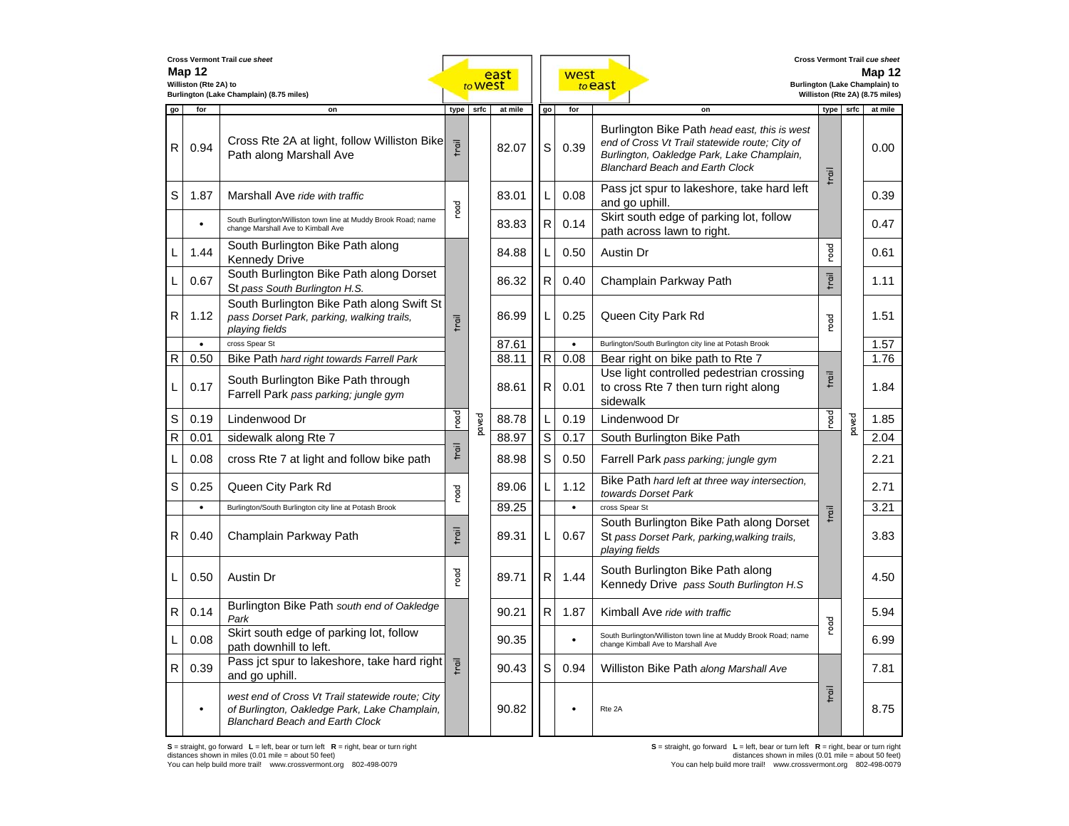**Cross Vermont Trail** *cue sheet*

## Map 12

**Williston (Rte 2A) to Burlington (Lake Champlain) (8.75 miles)**

east to west

| go | for | on | type | srfc | at mile |
|---|---|---|---|---|---|
| R | 0.94 | Cross Rte 2A at light, follow Williston Bike Path along Marshall Ave | trail | | 82.07 |
| S | 1.87 | Marshall Ave *ride with traffic* | road | | 83.01 |
| | • | South Burlington/Williston town line at Muddy Brook Road; name change Marshall Ave to Kimball Ave | road | | 83.83 |
| L | 1.44 | South Burlington Bike Path along Kennedy Drive | trail | | 84.88 |
| L | 0.67 | South Burlington Bike Path along Dorset St *pass South Burlington H.S.* | trail | | 86.32 |
| R | 1.12 | South Burlington Bike Path along Swift St *pass Dorset Park, parking, walking trails, playing fields* | trail | | 86.99 |
| | • | cross Spear St | trail | | 87.61 |
| R | 0.50 | Bike Path *hard right towards Farrell Park* | trail | | 88.11 |
| L | 0.17 | South Burlington Bike Path through Farrell Park *pass parking; jungle gym* | trail | | 88.61 |
| S | 0.19 | Lindenwood Dr | road | paved | 88.78 |
| R | 0.01 | sidewalk along Rte 7 | trail | paved | 88.97 |
| L | 0.08 | cross Rte 7 at light and follow bike path | trail | paved | 88.98 |
| S | 0.25 | Queen City Park Rd | road | paved | 89.06 |
| | • | Burlington/South Burlington city line at Potash Brook | road | paved | 89.25 |
| R | 0.40 | Champlain Parkway Path | trail | paved | 89.31 |
| L | 0.50 | Austin Dr | road | paved | 89.71 |
| R | 0.14 | Burlington Bike Path *south end of Oakledge Park* | trail | paved | 90.21 |
| L | 0.08 | Skirt south edge of parking lot, follow path downhill to left. | trail | paved | 90.35 |
| R | 0.39 | Pass jct spur to lakeshore, take hard right and go uphill. | trail | paved | 90.43 |
| | • | *west end of Cross Vt Trail statewide route; City of Burlington, Oakledge Park, Lake Champlain, Blanchard Beach and Earth Clock* | trail | paved | 90.82 |

**S** = straight, go forward **L** = left, bear or turn left **R** = right, bear or turn right
distances shown in miles (0.01 mile = about 50 feet)
You can help build more trail! www.crossvermont.org 802-498-0079

**Cross Vermont Trail** *cue sheet*

## Map 12

**Burlington (Lake Champlain) to Williston (Rte 2A) (8.75 miles)**

west to east

| go | for | on | type | srfc | at mile |
|---|---|---|---|---|---|
| S | 0.39 | Burlington Bike Path *head east, this is west end of Cross Vt Trail statewide route; City of Burlington, Oakledge Park, Lake Champlain, Blanchard Beach and Earth Clock* | trail | paved | 0.00 |
| L | 0.08 | Pass jct spur to lakeshore, take hard left and go uphill. | trail | paved | 0.39 |
| R | 0.14 | Skirt south edge of parking lot, follow path across lawn to right. | trail | paved | 0.47 |
| L | 0.50 | Austin Dr | road | paved | 0.61 |
| R | 0.40 | Champlain Parkway Path | trail | paved | 1.11 |
| L | 0.25 | Queen City Park Rd | road | paved | 1.51 |
| | • | Burlington/South Burlington city line at Potash Brook | road | paved | 1.57 |
| R | 0.08 | Bear right on bike path to Rte 7 | trail | paved | 1.76 |
| R | 0.01 | Use light controlled pedestrian crossing to cross Rte 7 then turn right along sidewalk | trail | paved | 1.84 |
| L | 0.19 | Lindenwood Dr | road | paved | 1.85 |
| S | 0.17 | South Burlington Bike Path | trail | | 2.04 |
| S | 0.50 | Farrell Park *pass parking; jungle gym* | trail | | 2.21 |
| L | 1.12 | Bike Path *hard left at three way intersection, towards Dorset Park* | trail | | 2.71 |
| | • | cross Spear St | trail | | 3.21 |
| L | 0.67 | South Burlington Bike Path along Dorset St *pass Dorset Park, parking,walking trails, playing fields* | trail | | 3.83 |
| R | 1.44 | South Burlington Bike Path along Kennedy Drive *pass South Burlington H.S* | trail | | 4.50 |
| R | 1.87 | Kimball Ave *ride with traffic* | road | | 5.94 |
| | • | South Burlington/Williston town line at Muddy Brook Road; name change Kimball Ave to Marshall Ave | road | | 6.99 |
| S | 0.94 | Williston Bike Path *along Marshall Ave* | trail | | 7.81 |
| | • | Rte 2A | trail | | 8.75 |

**S** = straight, go forward **L** = left, bear or turn left **R** = right, bear or turn right
distances shown in miles (0.01 mile = about 50 feet)
You can help build more trail! www.crossvermont.org 802-498-0079